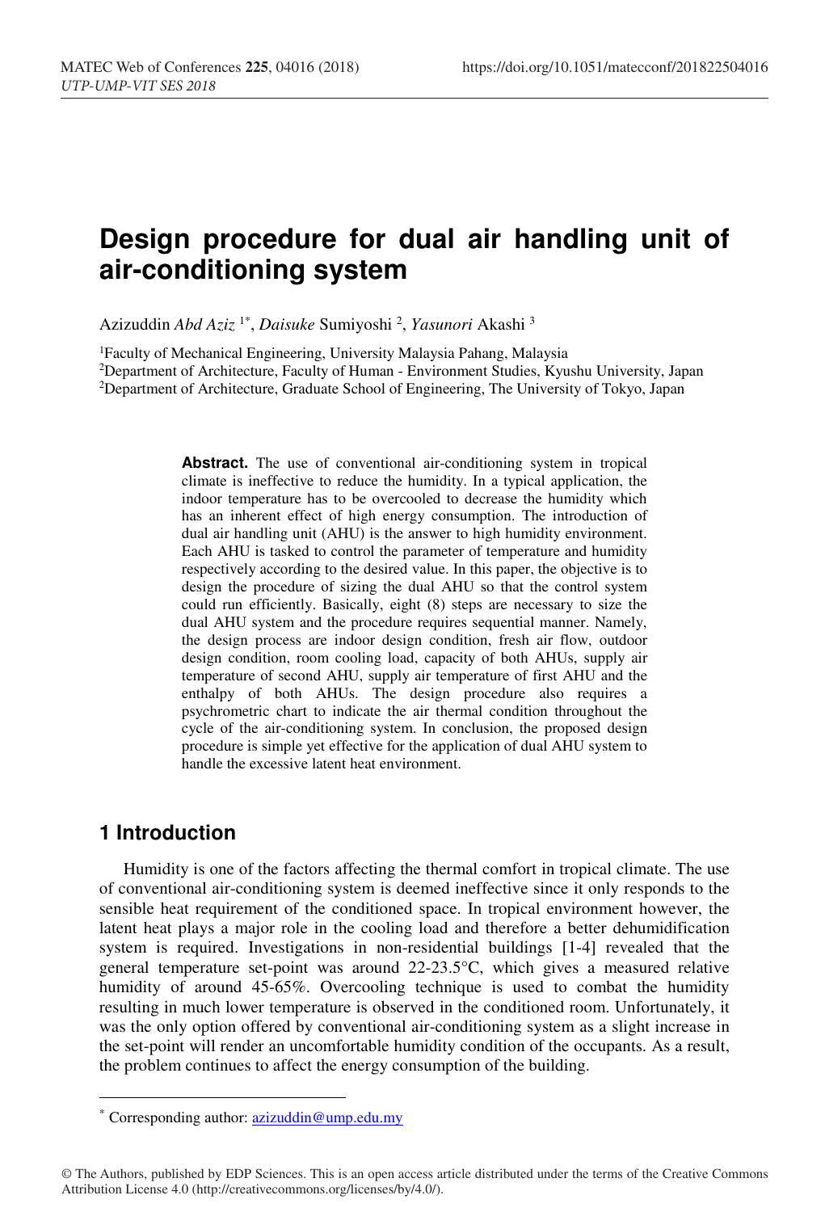# Design procedure for dual air handling unit of air-conditioning system

Azizuddin *Abd Aziz* [1*], *Daisuke* Sumiyoshi [2], *Yasunori* Akashi [3]

[1]Faculty of Mechanical Engineering, University Malaysia Pahang, Malaysia
[2]Department of Architecture, Faculty of Human - Environment Studies, Kyushu University, Japan
[2]Department of Architecture, Graduate School of Engineering, The University of Tokyo, Japan

**Abstract.** The use of conventional air-conditioning system in tropical climate is ineffective to reduce the humidity. In a typical application, the indoor temperature has to be overcooled to decrease the humidity which has an inherent effect of high energy consumption. The introduction of dual air handling unit (AHU) is the answer to high humidity environment. Each AHU is tasked to control the parameter of temperature and humidity respectively according to the desired value. In this paper, the objective is to design the procedure of sizing the dual AHU so that the control system could run efficiently. Basically, eight (8) steps are necessary to size the dual AHU system and the procedure requires sequential manner. Namely, the design process are indoor design condition, fresh air flow, outdoor design condition, room cooling load, capacity of both AHUs, supply air temperature of second AHU, supply air temperature of first AHU and the enthalpy of both AHUs. The design procedure also requires a psychrometric chart to indicate the air thermal condition throughout the cycle of the air-conditioning system. In conclusion, the proposed design procedure is simple yet effective for the application of dual AHU system to handle the excessive latent heat environment.

## 1 Introduction

Humidity is one of the factors affecting the thermal comfort in tropical climate. The use of conventional air-conditioning system is deemed ineffective since it only responds to the sensible heat requirement of the conditioned space. In tropical environment however, the latent heat plays a major role in the cooling load and therefore a better dehumidification system is required. Investigations in non-residential buildings [1-4] revealed that the general temperature set-point was around 22-23.5°C, which gives a measured relative humidity of around 45-65%. Overcooling technique is used to combat the humidity resulting in much lower temperature is observed in the conditioned room. Unfortunately, it was the only option offered by conventional air-conditioning system as a slight increase in the set-point will render an uncomfortable humidity condition of the occupants. As a result, the problem continues to affect the energy consumption of the building.

* Corresponding author: azizuddin@ump.edu.my

© The Authors, published by EDP Sciences. This is an open access article distributed under the terms of the Creative Commons Attribution License 4.0 (http://creativecommons.org/licenses/by/4.0/).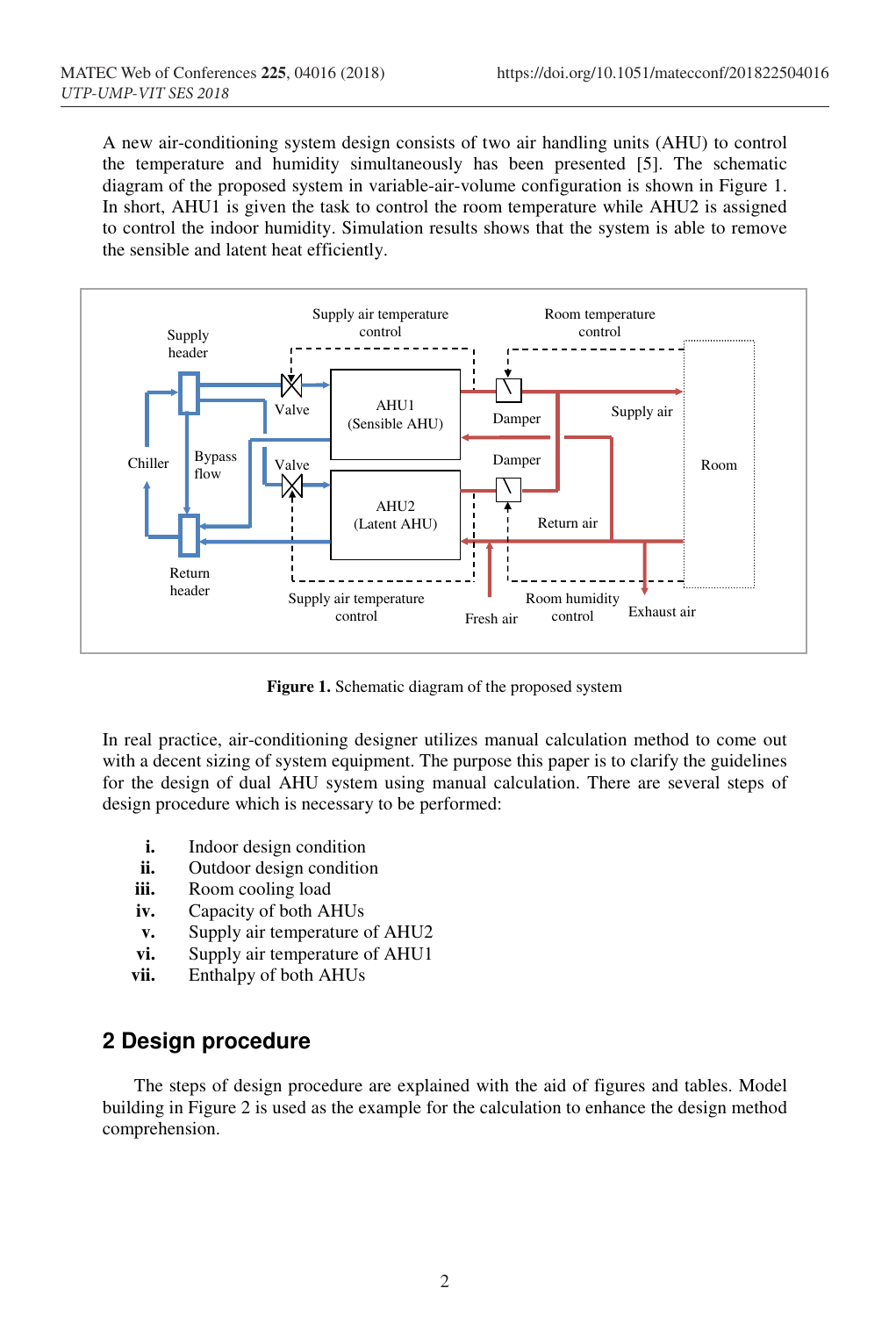A new air-conditioning system design consists of two air handling units (AHU) to control the temperature and humidity simultaneously has been presented [5]. The schematic diagram of the proposed system in variable-air-volume configuration is shown in Figure 1. In short, AHU1 is given the task to control the room temperature while AHU2 is assigned to control the indoor humidity. Simulation results shows that the system is able to remove the sensible and latent heat efficiently.

Supply air temperature control

Room temperature control

Supply header

Valve

AHU1 (Sensible AHU)

Damper

Supply air

Chiller

Bypass flow

Damper

Room

Valve

AHU2 (Latent AHU)

Return air

Return header

Supply air temperature control

Fresh air

Room humidity control

Exhaust air

**Figure 1.** Schematic diagram of the proposed system

In real practice, air-conditioning designer utilizes manual calculation method to come out with a decent sizing of system equipment. The purpose this paper is to clarify the guidelines for the design of dual AHU system using manual calculation. There are several steps of design procedure which is necessary to be performed:

- **i.** Indoor design condition
- **ii.** Outdoor design condition
- **iii.** Room cooling load
- **iv.** Capacity of both AHUs
- **v.** Supply air temperature of AHU2
- **vi.** Supply air temperature of AHU1
- **vii.** Enthalpy of both AHUs

## 2 Design procedure

The steps of design procedure are explained with the aid of figures and tables. Model building in Figure 2 is used as the example for the calculation to enhance the design method comprehension.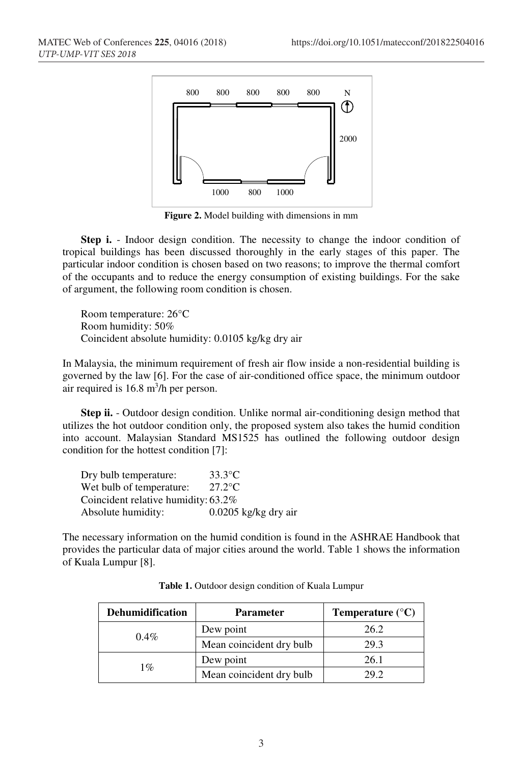**Figure 2.** Model building with dimensions in mm

**Step i.** - Indoor design condition. The necessity to change the indoor condition of tropical buildings has been discussed thoroughly in the early stages of this paper. The particular indoor condition is chosen based on two reasons; to improve the thermal comfort of the occupants and to reduce the energy consumption of existing buildings. For the sake of argument, the following room condition is chosen.

Room temperature: 26°C
Room humidity: 50%
Coincident absolute humidity: 0.0105 kg/kg dry air

In Malaysia, the minimum requirement of fresh air flow inside a non-residential building is governed by the law [6]. For the case of air-conditioned office space, the minimum outdoor air required is 16.8 $m^3$/h per person.

**Step ii.** - Outdoor design condition. Unlike normal air-conditioning design method that utilizes the hot outdoor condition only, the proposed system also takes the humid condition into account. Malaysian Standard MS1525 has outlined the following outdoor design condition for the hottest condition [7]:

Dry bulb temperature: 33.3°C
Wet bulb of temperature: 27.2°C
Coincident relative humidity: 63.2%
Absolute humidity: 0.0205 kg/kg dry air

The necessary information on the humid condition is found in the ASHRAE Handbook that provides the particular data of major cities around the world. Table 1 shows the information of Kuala Lumpur [8].

**Table 1.** Outdoor design condition of Kuala Lumpur

| Dehumidification | Parameter | Temperature (°C) |
| --- | --- | --- |
| 0.4% | Dew point | 26.2 |
| | Mean coincident dry bulb | 29.3 |
| 1% | Dew point | 26.1 |
| | Mean coincident dry bulb | 29.2 |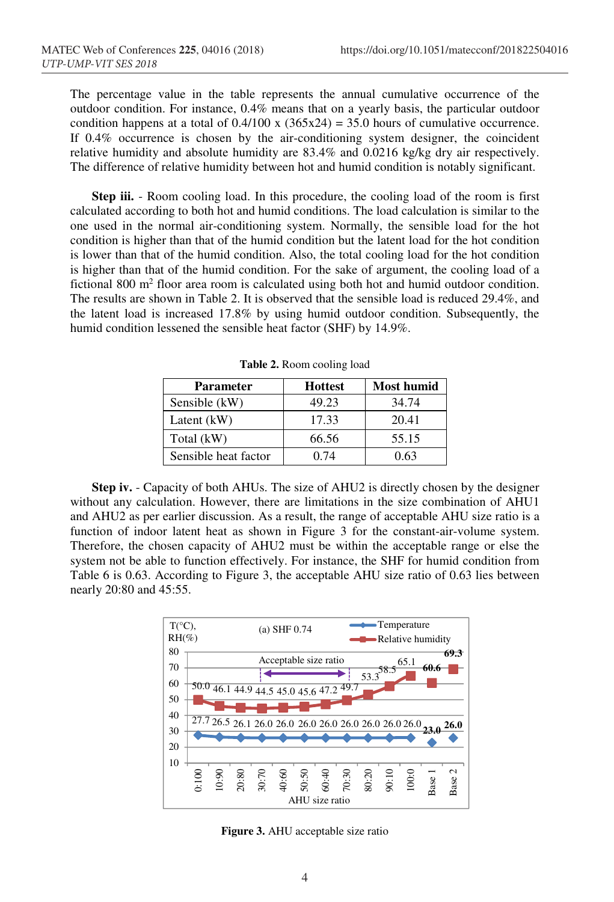The percentage value in the table represents the annual cumulative occurrence of the outdoor condition. For instance, 0.4% means that on a yearly basis, the particular outdoor condition happens at a total of 0.4/100 x (365x24) = 35.0 hours of cumulative occurrence. If 0.4% occurrence is chosen by the air-conditioning system designer, the coincident relative humidity and absolute humidity are 83.4% and 0.0216 kg/kg dry air respectively. The difference of relative humidity between hot and humid condition is notably significant.

**Step iii.** - Room cooling load. In this procedure, the cooling load of the room is first calculated according to both hot and humid conditions. The load calculation is similar to the one used in the normal air-conditioning system. Normally, the sensible load for the hot condition is higher than that of the humid condition but the latent load for the hot condition is lower than that of the humid condition. Also, the total cooling load for the hot condition is higher than that of the humid condition. For the sake of argument, the cooling load of a fictional 800 m$^2$ floor area room is calculated using both hot and humid outdoor condition. The results are shown in Table 2. It is observed that the sensible load is reduced 29.4%, and the latent load is increased 17.8% by using humid outdoor condition. Subsequently, the humid condition lessened the sensible heat factor (SHF) by 14.9%.

**Table 2.** Room cooling load

| Parameter | Hottest | Most humid |
|---|---|---|
| Sensible (kW) | 49.23 | 34.74 |
| Latent (kW) | 17.33 | 20.41 |
| Total (kW) | 66.56 | 55.15 |
| Sensible heat factor | 0.74 | 0.63 |

**Step iv.** - Capacity of both AHUs. The size of AHU2 is directly chosen by the designer without any calculation. However, there are limitations in the size combination of AHU1 and AHU2 as per earlier discussion. As a result, the range of acceptable AHU size ratio is a function of indoor latent heat as shown in Figure 3 for the constant-air-volume system. Therefore, the chosen capacity of AHU2 must be within the acceptable range or else the system not be able to function effectively. For instance, the SHF for humid condition from Table 6 is 0.63. According to Figure 3, the acceptable AHU size ratio of 0.63 lies between nearly 20:80 and 45:55.

(a) SHF 0.74

T(°C), RH(%)

Temperature

Relative humidity

Acceptable size ratio

50.0 46.1 44.9 44.5 45.0 45.6 47.2 49.7 53.3 58.5 65.1 60.6 69.3

27.7 26.5 26.1 26.0 26.0 26.0 26.0 26.0 26.0 26.0 26.0 23.0 26.0

0:100 10:90 20:80 30:70 40:60 50:50 60:40 70:30 80:20 90:10 100:0 Base 1 Base 2

AHU size ratio

**Figure 3.** AHU acceptable size ratio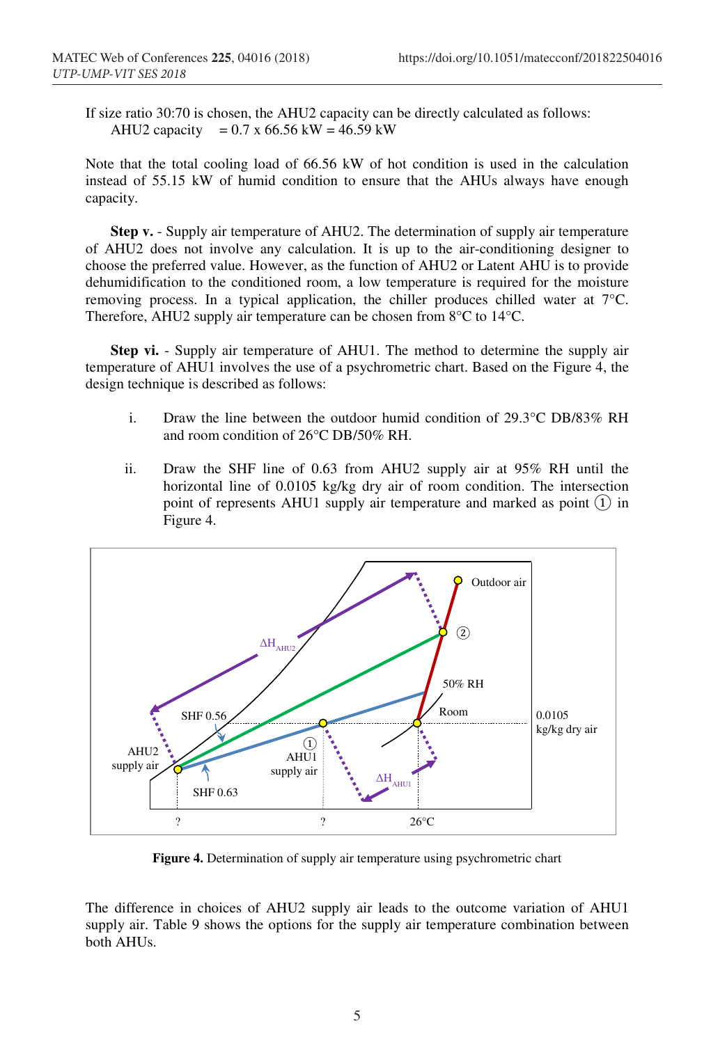If size ratio 30:70 is chosen, the AHU2 capacity can be directly calculated as follows:

AHU2 capacity = 0.7 x 66.56 kW = 46.59 kW

Note that the total cooling load of 66.56 kW of hot condition is used in the calculation instead of 55.15 kW of humid condition to ensure that the AHUs always have enough capacity.

**Step v.** - Supply air temperature of AHU2. The determination of supply air temperature of AHU2 does not involve any calculation. It is up to the air-conditioning designer to choose the preferred value. However, as the function of AHU2 or Latent AHU is to provide dehumidification to the conditioned room, a low temperature is required for the moisture removing process. In a typical application, the chiller produces chilled water at 7°C. Therefore, AHU2 supply air temperature can be chosen from 8°C to 14°C.

**Step vi.** - Supply air temperature of AHU1. The method to determine the supply air temperature of AHU1 involves the use of a psychrometric chart. Based on the Figure 4, the design technique is described as follows:

i. Draw the line between the outdoor humid condition of 29.3°C DB/83% RH and room condition of 26°C DB/50% RH.

ii. Draw the SHF line of 0.63 from AHU2 supply air at 95% RH until the horizontal line of 0.0105 kg/kg dry air of room condition. The intersection point of represents AHU1 supply air temperature and marked as point ① in Figure 4.

Outdoor air
②
$\Delta H_{AHU2}$
50% RH
Room
0.0105
kg/kg dry air
SHF 0.56
①
AHU1
supply air
AHU2
supply air
SHF 0.63
$\Delta H_{AHU1}$
?
?
26°C

**Figure 4.** Determination of supply air temperature using psychrometric chart

The difference in choices of AHU2 supply air leads to the outcome variation of AHU1 supply air. Table 9 shows the options for the supply air temperature combination between both AHUs.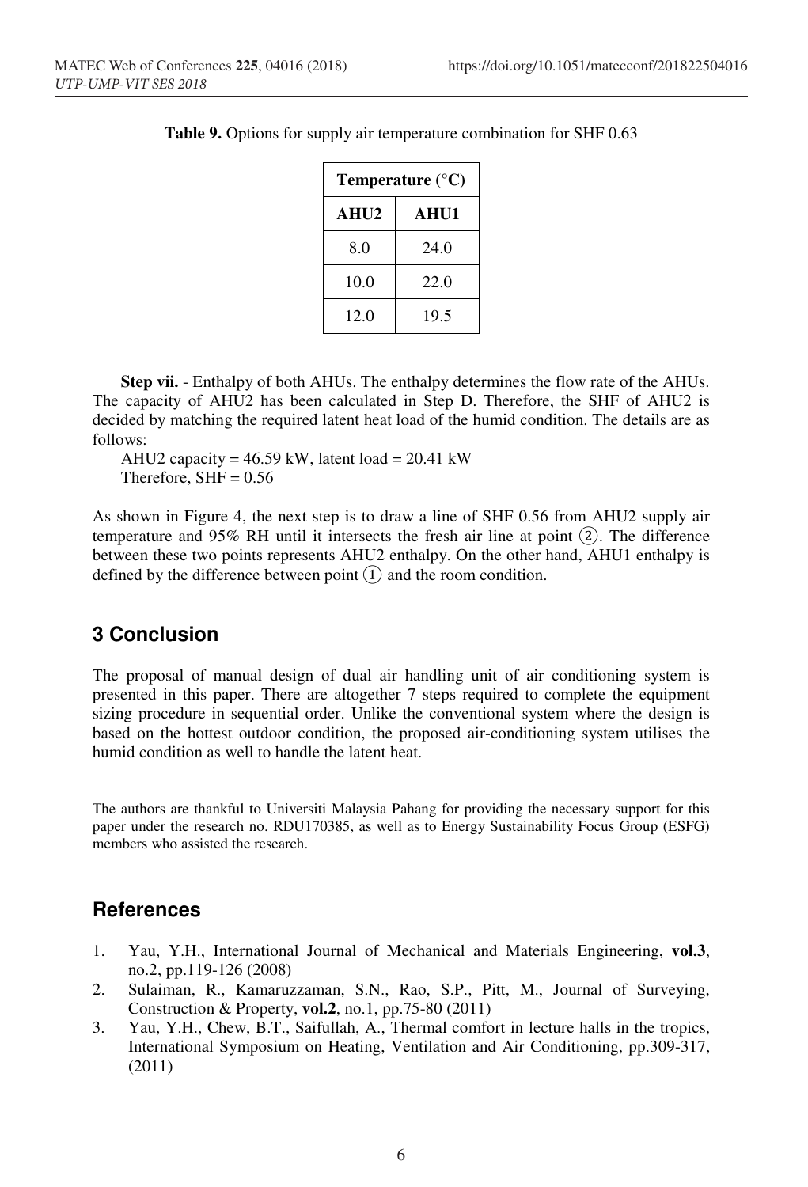**Table 9.** Options for supply air temperature combination for SHF 0.63

| Temperature (°C) | |
|---|---|
| **AHU2** | **AHU1** |
| 8.0 | 24.0 |
| 10.0 | 22.0 |
| 12.0 | 19.5 |

**Step vii.** - Enthalpy of both AHUs. The enthalpy determines the flow rate of the AHUs. The capacity of AHU2 has been calculated in Step D. Therefore, the SHF of AHU2 is decided by matching the required latent heat load of the humid condition. The details are as follows:

AHU2 capacity = 46.59 kW, latent load = 20.41 kW

Therefore, SHF = 0.56

As shown in Figure 4, the next step is to draw a line of SHF 0.56 from AHU2 supply air temperature and 95% RH until it intersects the fresh air line at point ②. The difference between these two points represents AHU2 enthalpy. On the other hand, AHU1 enthalpy is defined by the difference between point ① and the room condition.

## 3 Conclusion

The proposal of manual design of dual air handling unit of air conditioning system is presented in this paper. There are altogether 7 steps required to complete the equipment sizing procedure in sequential order. Unlike the conventional system where the design is based on the hottest outdoor condition, the proposed air-conditioning system utilises the humid condition as well to handle the latent heat.

The authors are thankful to Universiti Malaysia Pahang for providing the necessary support for this paper under the research no. RDU170385, as well as to Energy Sustainability Focus Group (ESFG) members who assisted the research.

## References

1. Yau, Y.H., International Journal of Mechanical and Materials Engineering, **vol.3**, no.2, pp.119-126 (2008)
2. Sulaiman, R., Kamaruzzaman, S.N., Rao, S.P., Pitt, M., Journal of Surveying, Construction & Property, **vol.2**, no.1, pp.75-80 (2011)
3. Yau, Y.H., Chew, B.T., Saifullah, A., Thermal comfort in lecture halls in the tropics, International Symposium on Heating, Ventilation and Air Conditioning, pp.309-317, (2011)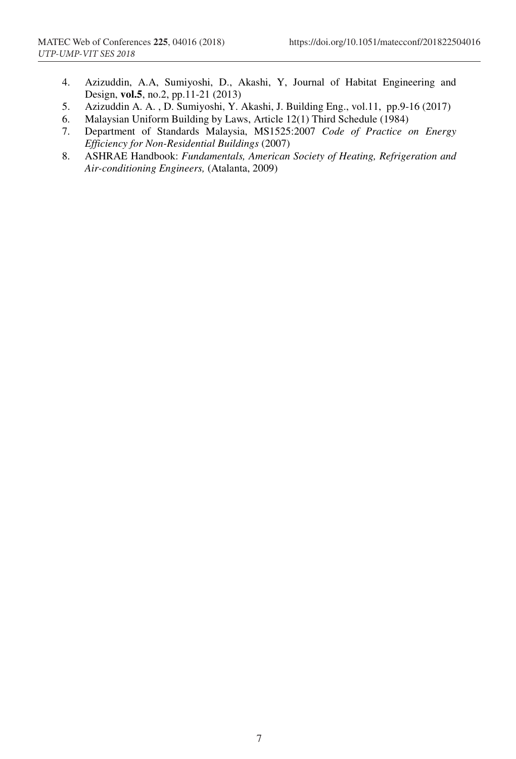4. Azizuddin, A.A, Sumiyoshi, D., Akashi, Y, Journal of Habitat Engineering and Design, **vol.5**, no.2, pp.11-21 (2013)
5. Azizuddin A. A. , D. Sumiyoshi, Y. Akashi, J. Building Eng., vol.11, pp.9-16 (2017)
6. Malaysian Uniform Building by Laws, Article 12(1) Third Schedule (1984)
7. Department of Standards Malaysia, MS1525:2007 *Code of Practice on Energy Efficiency for Non-Residential Buildings* (2007)
8. ASHRAE Handbook: *Fundamentals, American Society of Heating, Refrigeration and Air-conditioning Engineers,* (Atalanta, 2009)